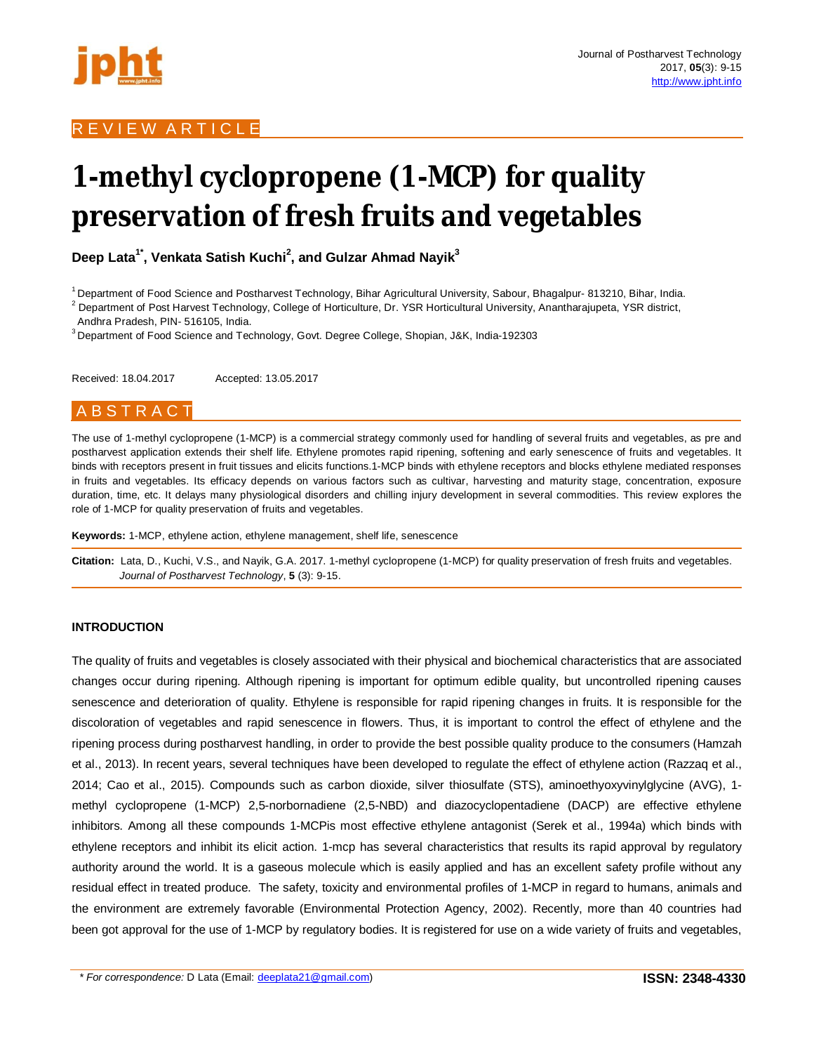REVIEW ARTICLE

# 1-methyl cyclopropene (1-MCP) for quality preservation of fresh fruits and vegetables

**Deep Lata[1*], Venkata Satish Kuchi[2], and Gulzar Ahmad Nayik[3]**

[1] Department of Food Science and Postharvest Technology, Bihar Agricultural University, Sabour, Bhagalpur- 813210, Bihar, India.
[2] Department of Post Harvest Technology, College of Horticulture, Dr. YSR Horticultural University, Anantharajupeta, YSR district, Andhra Pradesh, PIN- 516105, India.
[3] Department of Food Science and Technology, Govt. Degree College, Shopian, J&K, India-192303

Received: 18.04.2017 Accepted: 13.05.2017

## ABSTRACT

The use of 1-methyl cyclopropene (1-MCP) is a commercial strategy commonly used for handling of several fruits and vegetables, as pre and postharvest application extends their shelf life. Ethylene promotes rapid ripening, softening and early senescence of fruits and vegetables. It binds with receptors present in fruit tissues and elicits functions.1-MCP binds with ethylene receptors and blocks ethylene mediated responses in fruits and vegetables. Its efficacy depends on various factors such as cultivar, harvesting and maturity stage, concentration, exposure duration, time, etc. It delays many physiological disorders and chilling injury development in several commodities. This review explores the role of 1-MCP for quality preservation of fruits and vegetables.

**Keywords:** 1-MCP, ethylene action, ethylene management, shelf life, senescence

**Citation:** Lata, D., Kuchi, V.S., and Nayik, G.A. 2017. 1-methyl cyclopropene (1-MCP) for quality preservation of fresh fruits and vegetables. *Journal of Postharvest Technology*, **5** (3): 9-15.

## INTRODUCTION

The quality of fruits and vegetables is closely associated with their physical and biochemical characteristics that are associated changes occur during ripening. Although ripening is important for optimum edible quality, but uncontrolled ripening causes senescence and deterioration of quality. Ethylene is responsible for rapid ripening changes in fruits. It is responsible for the discoloration of vegetables and rapid senescence in flowers. Thus, it is important to control the effect of ethylene and the ripening process during postharvest handling, in order to provide the best possible quality produce to the consumers (Hamzah et al., 2013). In recent years, several techniques have been developed to regulate the effect of ethylene action (Razzaq et al., 2014; Cao et al., 2015). Compounds such as carbon dioxide, silver thiosulfate (STS), aminoethyoxyvinylglycine (AVG), 1-methyl cyclopropene (1-MCP) 2,5-norbornadiene (2,5-NBD) and diazocyclopentadiene (DACP) are effective ethylene inhibitors. Among all these compounds 1-MCPis most effective ethylene antagonist (Serek et al., 1994a) which binds with ethylene receptors and inhibit its elicit action. 1-mcp has several characteristics that results its rapid approval by regulatory authority around the world. It is a gaseous molecule which is easily applied and has an excellent safety profile without any residual effect in treated produce. The safety, toxicity and environmental profiles of 1-MCP in regard to humans, animals and the environment are extremely favorable (Environmental Protection Agency, 2002). Recently, more than 40 countries had been got approval for the use of 1-MCP by regulatory bodies. It is registered for use on a wide variety of fruits and vegetables,

* *For correspondence:* D Lata (Email: deeplata21@gmail.com)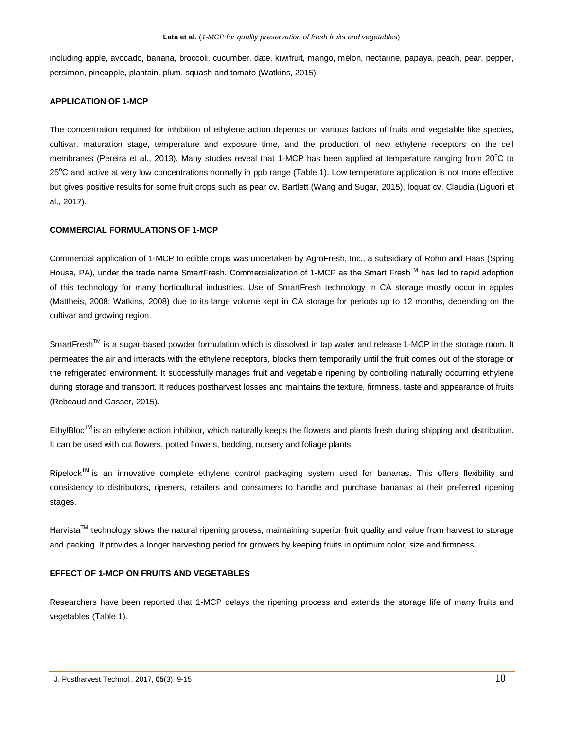including apple, avocado, banana, broccoli, cucumber, date, kiwifruit, mango, melon, nectarine, papaya, peach, pear, pepper, persimon, pineapple, plantain, plum, squash and tomato (Watkins, 2015).

## APPLICATION OF 1-MCP

The concentration required for inhibition of ethylene action depends on various factors of fruits and vegetable like species, cultivar, maturation stage, temperature and exposure time, and the production of new ethylene receptors on the cell membranes (Pereira et al., 2013). Many studies reveal that 1-MCP has been applied at temperature ranging from 20°C to 25°C and active at very low concentrations normally in ppb range (Table 1). Low temperature application is not more effective but gives positive results for some fruit crops such as pear cv. Bartlett (Wang and Sugar, 2015), loquat cv. Claudia (Liguori et al., 2017).

## COMMERCIAL FORMULATIONS OF 1-MCP

Commercial application of 1-MCP to edible crops was undertaken by AgroFresh, Inc., a subsidiary of Rohm and Haas (Spring House, PA), under the trade name SmartFresh. Commercialization of 1-MCP as the Smart Fresh™ has led to rapid adoption of this technology for many horticultural industries. Use of SmartFresh technology in CA storage mostly occur in apples (Mattheis, 2008; Watkins, 2008) due to its large volume kept in CA storage for periods up to 12 months, depending on the cultivar and growing region.

SmartFresh™ is a sugar-based powder formulation which is dissolved in tap water and release 1-MCP in the storage room. It permeates the air and interacts with the ethylene receptors, blocks them temporarily until the fruit comes out of the storage or the refrigerated environment. It successfully manages fruit and vegetable ripening by controlling naturally occurring ethylene during storage and transport. It reduces postharvest losses and maintains the texture, firmness, taste and appearance of fruits (Rebeaud and Gasser, 2015).

EthylBloc™ is an ethylene action inhibitor, which naturally keeps the flowers and plants fresh during shipping and distribution. It can be used with cut flowers, potted flowers, bedding, nursery and foliage plants.

Ripelock™ is an innovative complete ethylene control packaging system used for bananas. This offers flexibility and consistency to distributors, ripeners, retailers and consumers to handle and purchase bananas at their preferred ripening stages.

Harvista™ technology slows the natural ripening process, maintaining superior fruit quality and value from harvest to storage and packing. It provides a longer harvesting period for growers by keeping fruits in optimum color, size and firmness.

## EFFECT OF 1-MCP ON FRUITS AND VEGETABLES

Researchers have been reported that 1-MCP delays the ripening process and extends the storage life of many fruits and vegetables (Table 1).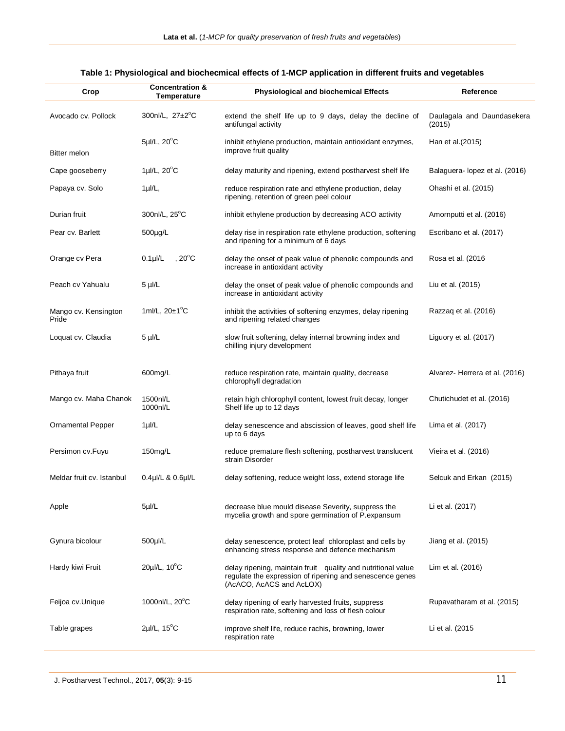**Table 1: Physiological and biochecmical effects of 1-MCP application in different fruits and vegetables**

| Crop | Concentration & Temperature | Physiological and biochemical Effects | Reference |
|---|---|---|---|
| Avocado cv. Pollock | 300nl/L, 27±2°C | extend the shelf life up to 9 days, delay the decline of antifungal activity | Daulagala and Daundasekera (2015) |
| Bitter melon | 5µl/L, 20°C | inhibit ethylene production, maintain antioxidant enzymes, improve fruit quality | Han et al.(2015) |
| Cape gooseberry | 1µl/L, 20°C | delay maturity and ripening, extend postharvest shelf life | Balaguera- lopez et al. (2016) |
| Papaya cv. Solo | 1µl/L, | reduce respiration rate and ethylene production, delay ripening, retention of green peel colour | Ohashi et al. (2015) |
| Durian fruit | 300nl/L, 25°C | inhibit ethylene production by decreasing ACO activity | Amornputti et al. (2016) |
| Pear cv. Barlett | 500µg/L | delay rise in respiration rate ethylene production, softening and ripening for a minimum of 6 days | Escribano et al. (2017) |
| Orange cv Pera | 0.1µl/L , 20°C | delay the onset of peak value of phenolic compounds and increase in antioxidant activity | Rosa et al. (2016 |
| Peach cv Yahualu | 5 µl/L | delay the onset of peak value of phenolic compounds and increase in antioxidant activity | Liu et al. (2015) |
| Mango cv. Kensington Pride | 1ml/L, 20±1°C | inhibit the activities of softening enzymes, delay ripening and ripening related changes | Razzaq et al. (2016) |
| Loquat cv. Claudia | 5 µl/L | slow fruit softening, delay internal browning index and chilling injury development | Liguory et al. (2017) |
| Pithaya fruit | 600mg/L | reduce respiration rate, maintain quality, decrease chlorophyll degradation | Alvarez- Herrera et al. (2016) |
| Mango cv. Maha Chanok | 1500nl/L 1000nl/L | retain high chlorophyll content, lowest fruit decay, longer Shelf life up to 12 days | Chutichudet et al. (2016) |
| Ornamental Pepper | 1µl/L | delay senescence and abscission of leaves, good shelf life up to 6 days | Lima et al. (2017) |
| Persimon cv.Fuyu | 150mg/L | reduce premature flesh softening, postharvest translucent strain Disorder | Vieira et al. (2016) |
| Meldar fruit cv. Istanbul | 0.4µl/L & 0.6µl/L | delay softening, reduce weight loss, extend storage life | Selcuk and Erkan (2015) |
| Apple | 5µl/L | decrease blue mould disease Severity, suppress the mycelia growth and spore germination of P.expansum | Li et al. (2017) |
| Gynura bicolour | 500µl/L | delay senescence, protect leaf chloroplast and cells by enhancing stress response and defence mechanism | Jiang et al. (2015) |
| Hardy kiwi Fruit | 20µl/L, 10°C | delay ripening, maintain fruit quality and nutritional value regulate the expression of ripening and senescence genes (AcACO, AcACS and AcLOX) | Lim et al. (2016) |
| Feijoa cv.Unique | 1000nl/L, 20°C | delay ripening of early harvested fruits, suppress respiration rate, softening and loss of flesh colour | Rupavatharam et al. (2015) |
| Table grapes | 2µl/L, 15°C | improve shelf life, reduce rachis, browning, lower respiration rate | Li et al. (2015 |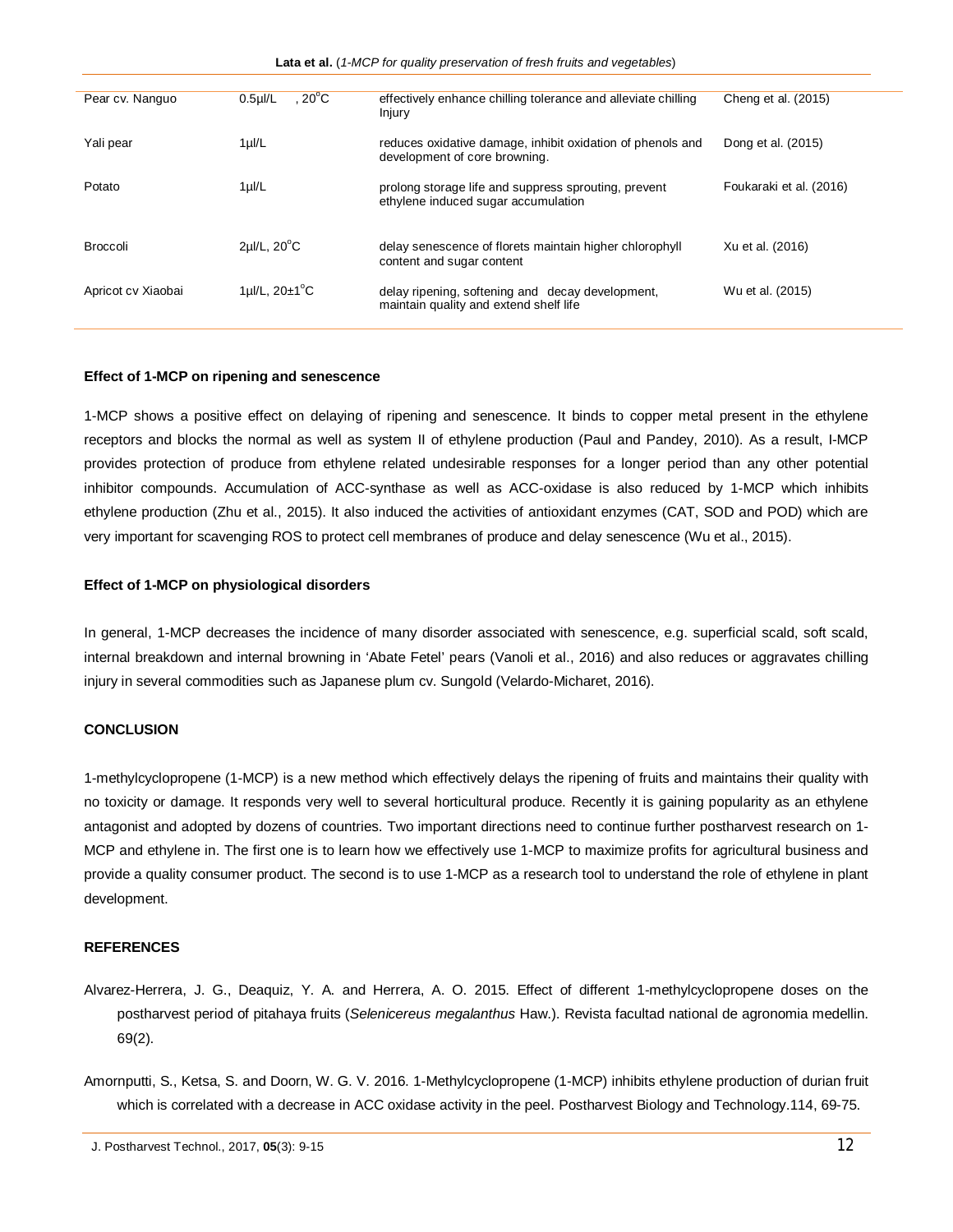| | | | |
|---|---|---|---|
| Pear cv. Nanguo | 0.5µl/L , 20°C | effectively enhance chilling tolerance and alleviate chilling Injury | Cheng et al. (2015) |
| Yali pear | 1µl/L | reduces oxidative damage, inhibit oxidation of phenols and development of core browning. | Dong et al. (2015) |
| Potato | 1µl/L | prolong storage life and suppress sprouting, prevent ethylene induced sugar accumulation | Foukaraki et al. (2016) |
| Broccoli | 2µl/L, 20°C | delay senescence of florets maintain higher chlorophyll content and sugar content | Xu et al. (2016) |
| Apricot cv Xiaobai | 1µl/L, 20±1°C | delay ripening, softening and decay development, maintain quality and extend shelf life | Wu et al. (2015) |

### Effect of 1-MCP on ripening and senescence

1-MCP shows a positive effect on delaying of ripening and senescence. It binds to copper metal present in the ethylene receptors and blocks the normal as well as system II of ethylene production (Paul and Pandey, 2010). As a result, I-MCP provides protection of produce from ethylene related undesirable responses for a longer period than any other potential inhibitor compounds. Accumulation of ACC-synthase as well as ACC-oxidase is also reduced by 1-MCP which inhibits ethylene production (Zhu et al., 2015). It also induced the activities of antioxidant enzymes (CAT, SOD and POD) which are very important for scavenging ROS to protect cell membranes of produce and delay senescence (Wu et al., 2015).

### Effect of 1-MCP on physiological disorders

In general, 1-MCP decreases the incidence of many disorder associated with senescence, e.g. superficial scald, soft scald, internal breakdown and internal browning in 'Abate Fetel' pears (Vanoli et al., 2016) and also reduces or aggravates chilling injury in several commodities such as Japanese plum cv. Sungold (Velardo-Micharet, 2016).

## CONCLUSION

1-methylcyclopropene (1-MCP) is a new method which effectively delays the ripening of fruits and maintains their quality with no toxicity or damage. It responds very well to several horticultural produce. Recently it is gaining popularity as an ethylene antagonist and adopted by dozens of countries. Two important directions need to continue further postharvest research on 1-MCP and ethylene in. The first one is to learn how we effectively use 1-MCP to maximize profits for agricultural business and provide a quality consumer product. The second is to use 1-MCP as a research tool to understand the role of ethylene in plant development.

## REFERENCES

Alvarez-Herrera, J. G., Deaquiz, Y. A. and Herrera, A. O. 2015. Effect of different 1-methylcyclopropene doses on the postharvest period of pitahaya fruits (*Selenicereus megalanthus* Haw.). Revista facultad national de agronomia medellin. 69(2).

Amornputti, S., Ketsa, S. and Doorn, W. G. V. 2016. 1-Methylcyclopropene (1-MCP) inhibits ethylene production of durian fruit which is correlated with a decrease in ACC oxidase activity in the peel. Postharvest Biology and Technology.114, 69-75.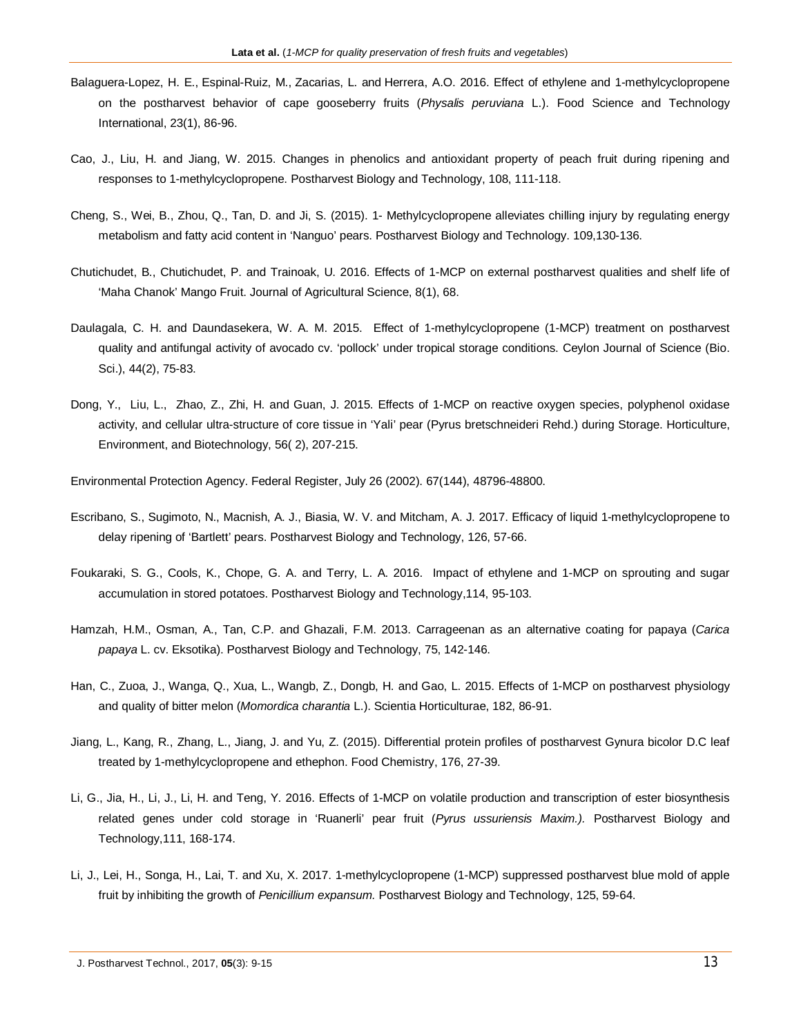Balaguera-Lopez, H. E., Espinal-Ruiz, M., Zacarias, L. and Herrera, A.O. 2016. Effect of ethylene and 1-methylcyclopropene on the postharvest behavior of cape gooseberry fruits (*Physalis peruviana* L.). Food Science and Technology International, 23(1), 86-96.

Cao, J., Liu, H. and Jiang, W. 2015. Changes in phenolics and antioxidant property of peach fruit during ripening and responses to 1-methylcyclopropene. Postharvest Biology and Technology, 108, 111-118.

Cheng, S., Wei, B., Zhou, Q., Tan, D. and Ji, S. (2015). 1- Methylcyclopropene alleviates chilling injury by regulating energy metabolism and fatty acid content in 'Nanguo' pears. Postharvest Biology and Technology. 109,130-136.

Chutichudet, B., Chutichudet, P. and Trainoak, U. 2016. Effects of 1-MCP on external postharvest qualities and shelf life of 'Maha Chanok' Mango Fruit. Journal of Agricultural Science, 8(1), 68.

Daulagala, C. H. and Daundasekera, W. A. M. 2015. Effect of 1-methylcyclopropene (1-MCP) treatment on postharvest quality and antifungal activity of avocado cv. 'pollock' under tropical storage conditions. Ceylon Journal of Science (Bio. Sci.), 44(2), 75-83.

Dong, Y., Liu, L., Zhao, Z., Zhi, H. and Guan, J. 2015. Effects of 1-MCP on reactive oxygen species, polyphenol oxidase activity, and cellular ultra-structure of core tissue in 'Yali' pear (Pyrus bretschneideri Rehd.) during Storage. Horticulture, Environment, and Biotechnology, 56( 2), 207-215.

Environmental Protection Agency. Federal Register, July 26 (2002). 67(144), 48796-48800.

Escribano, S., Sugimoto, N., Macnish, A. J., Biasia, W. V. and Mitcham, A. J. 2017. Efficacy of liquid 1-methylcyclopropene to delay ripening of 'Bartlett' pears. Postharvest Biology and Technology, 126, 57-66.

Foukaraki, S. G., Cools, K., Chope, G. A. and Terry, L. A. 2016. Impact of ethylene and 1-MCP on sprouting and sugar accumulation in stored potatoes. Postharvest Biology and Technology,114, 95-103.

Hamzah, H.M., Osman, A., Tan, C.P. and Ghazali, F.M. 2013. Carrageenan as an alternative coating for papaya (*Carica papaya* L. cv. Eksotika). Postharvest Biology and Technology, 75, 142-146.

Han, C., Zuoa, J., Wanga, Q., Xua, L., Wangb, Z., Dongb, H. and Gao, L. 2015. Effects of 1-MCP on postharvest physiology and quality of bitter melon (*Momordica charantia* L.). Scientia Horticulturae, 182, 86-91.

Jiang, L., Kang, R., Zhang, L., Jiang, J. and Yu, Z. (2015). Differential protein profiles of postharvest Gynura bicolor D.C leaf treated by 1-methylcyclopropene and ethephon. Food Chemistry, 176, 27-39.

Li, G., Jia, H., Li, J., Li, H. and Teng, Y. 2016. Effects of 1-MCP on volatile production and transcription of ester biosynthesis related genes under cold storage in 'Ruanerli' pear fruit (*Pyrus ussuriensis Maxim.).* Postharvest Biology and Technology,111, 168-174.

Li, J., Lei, H., Songa, H., Lai, T. and Xu, X. 2017. 1-methylcyclopropene (1-MCP) suppressed postharvest blue mold of apple fruit by inhibiting the growth of *Penicillium expansum.* Postharvest Biology and Technology, 125, 59-64.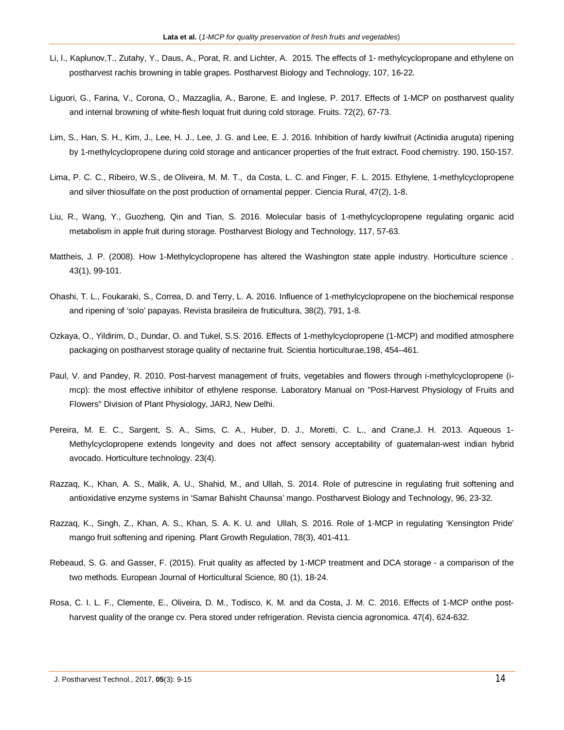Li, l., Kaplunov,T., Zutahy, Y., Daus, A., Porat, R. and Lichter, A. 2015. The effects of 1- methylcyclopropane and ethylene on postharvest rachis browning in table grapes. Postharvest Biology and Technology, 107, 16-22.

Liguori, G., Farina, V., Corona, O., Mazzaglia, A., Barone, E. and Inglese, P. 2017. Effects of 1-MCP on postharvest quality and internal browning of white-flesh loquat fruit during cold storage. Fruits. 72(2), 67-73.

Lim, S., Han, S. H., Kim, J., Lee, H. J., Lee, J. G. and Lee, E. J. 2016. Inhibition of hardy kiwifruit (Actinidia aruguta) ripening by 1-methylcyclopropene during cold storage and anticancer properties of the fruit extract. Food chemistry. 190, 150-157.

Lima, P. C. C., Ribeiro, W.S., de Oliveira, M. M. T., da Costa, L. C. and Finger, F. L. 2015. Ethylene, 1-methylcyclopropene and silver thiosulfate on the post production of ornamental pepper. Ciencia Rural, 47(2), 1-8.

Liu, R., Wang, Y., Guozheng, Qin and Tian, S. 2016. Molecular basis of 1-methylcyclopropene regulating organic acid metabolism in apple fruit during storage. Postharvest Biology and Technology, 117, 57-63.

Mattheis, J. P. (2008). How 1-Methylcyclopropene has altered the Washington state apple industry. Horticulture science . 43(1), 99-101.

Ohashi, T. L., Foukaraki, S., Correa, D. and Terry, L. A. 2016. Influence of 1-methylcyclopropene on the biochemical response and ripening of 'solo' papayas. Revista brasileira de fruticultura, 38(2), 791, 1-8.

Ozkaya, O., Yildirim, D., Dundar, O. and Tukel, S.S. 2016. Effects of 1-methylcyclopropene (1-MCP) and modified atmosphere packaging on postharvest storage quality of nectarine fruit. Scientia horticulturae,198, 454–461.

Paul, V. and Pandey, R. 2010. Post-harvest management of fruits, vegetables and flowers through i-methylcyclopropene (i-mcp): the most effective inhibitor of ethylene response. Laboratory Manual on "Post-Harvest Physiology of Fruits and Flowers" Division of Plant Physiology, JARJ, New Delhi.

Pereira, M. E. C., Sargent, S. A., Sims, C. A., Huber, D. J., Moretti, C. L., and Crane,J. H. 2013. Aqueous 1-Methylcyclopropene extends longevity and does not affect sensory acceptability of guatemalan-west indian hybrid avocado. Horticulture technology. 23(4).

Razzaq, K., Khan, A. S., Malik, A. U., Shahid, M., and Ullah, S. 2014. Role of putrescine in regulating fruit softening and antioxidative enzyme systems in 'Samar Bahisht Chaunsa' mango. Postharvest Biology and Technology, 96, 23-32.

Razzaq, K., Singh, Z., Khan, A. S., Khan, S. A. K. U. and Ullah, S. 2016. Role of 1-MCP in regulating 'Kensington Pride' mango fruit softening and ripening. Plant Growth Regulation, 78(3), 401-411.

Rebeaud, S. G. and Gasser, F. (2015). Fruit quality as affected by 1-MCP treatment and DCA storage - a comparison of the two methods. European Journal of Horticultural Science, 80 (1), 18-24.

Rosa, C. I. L. F., Clemente, E., Oliveira, D. M., Todisco, K. M. and da Costa, J. M. C. 2016. Effects of 1-MCP onthe post-harvest quality of the orange cv. Pera stored under refrigeration. Revista ciencia agronomica. 47(4), 624-632.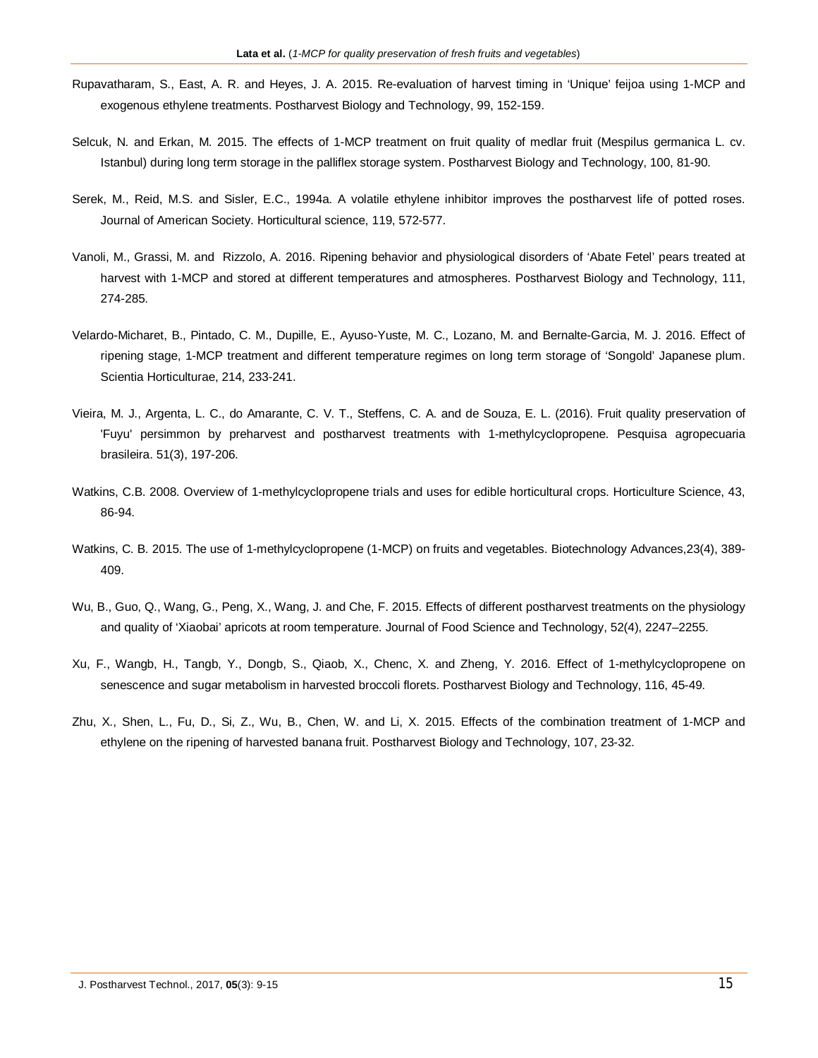Rupavatharam, S., East, A. R. and Heyes, J. A. 2015. Re-evaluation of harvest timing in 'Unique' feijoa using 1-MCP and exogenous ethylene treatments. Postharvest Biology and Technology, 99, 152-159.

Selcuk, N. and Erkan, M. 2015. The effects of 1-MCP treatment on fruit quality of medlar fruit (Mespilus germanica L. cv. Istanbul) during long term storage in the palliflex storage system. Postharvest Biology and Technology, 100, 81-90.

Serek, M., Reid, M.S. and Sisler, E.C., 1994a. A volatile ethylene inhibitor improves the postharvest life of potted roses. Journal of American Society. Horticultural science, 119, 572-577.

Vanoli, M., Grassi, M. and Rizzolo, A. 2016. Ripening behavior and physiological disorders of 'Abate Fetel' pears treated at harvest with 1-MCP and stored at different temperatures and atmospheres. Postharvest Biology and Technology, 111, 274-285.

Velardo-Micharet, B., Pintado, C. M., Dupille, E., Ayuso-Yuste, M. C., Lozano, M. and Bernalte-Garcia, M. J. 2016. Effect of ripening stage, 1-MCP treatment and different temperature regimes on long term storage of 'Songold' Japanese plum. Scientia Horticulturae, 214, 233-241.

Vieira, M. J., Argenta, L. C., do Amarante, C. V. T., Steffens, C. A. and de Souza, E. L. (2016). Fruit quality preservation of 'Fuyu' persimmon by preharvest and postharvest treatments with 1-methylcyclopropene. Pesquisa agropecuaria brasileira. 51(3), 197-206.

Watkins, C.B. 2008. Overview of 1-methylcyclopropene trials and uses for edible horticultural crops. Horticulture Science, 43, 86-94.

Watkins, C. B. 2015. The use of 1-methylcyclopropene (1-MCP) on fruits and vegetables. Biotechnology Advances,23(4), 389-409.

Wu, B., Guo, Q., Wang, G., Peng, X., Wang, J. and Che, F. 2015. Effects of different postharvest treatments on the physiology and quality of 'Xiaobai' apricots at room temperature. Journal of Food Science and Technology, 52(4), 2247–2255.

Xu, F., Wangb, H., Tangb, Y., Dongb, S., Qiaob, X., Chenc, X. and Zheng, Y. 2016. Effect of 1-methylcyclopropene on senescence and sugar metabolism in harvested broccoli florets. Postharvest Biology and Technology, 116, 45-49.

Zhu, X., Shen, L., Fu, D., Si, Z., Wu, B., Chen, W. and Li, X. 2015. Effects of the combination treatment of 1-MCP and ethylene on the ripening of harvested banana fruit. Postharvest Biology and Technology, 107, 23-32.